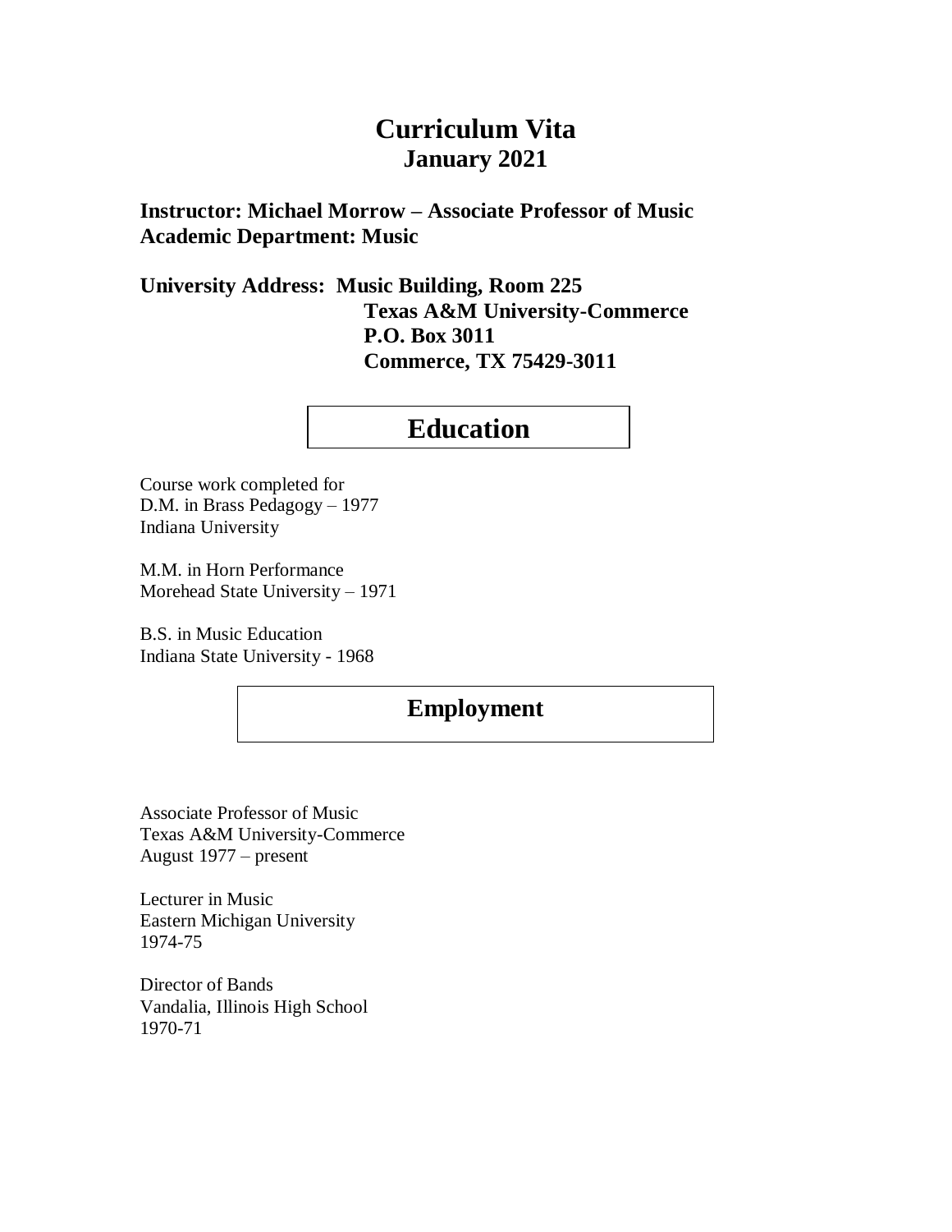# Curriculum Vita
## January 2021

**Instructor: Michael Morrow – Associate Professor of Music**
**Academic Department: Music**

**University Address: Music Building, Room 225**
**Texas A&M University-Commerce**
**P.O. Box 3011**
**Commerce, TX 75429-3011**

## Education

Course work completed for
D.M. in Brass Pedagogy – 1977
Indiana University

M.M. in Horn Performance
Morehead State University – 1971

B.S. in Music Education
Indiana State University - 1968

## Employment

Associate Professor of Music
Texas A&M University-Commerce
August 1977 – present

Lecturer in Music
Eastern Michigan University
1974-75

Director of Bands
Vandalia, Illinois High School
1970-71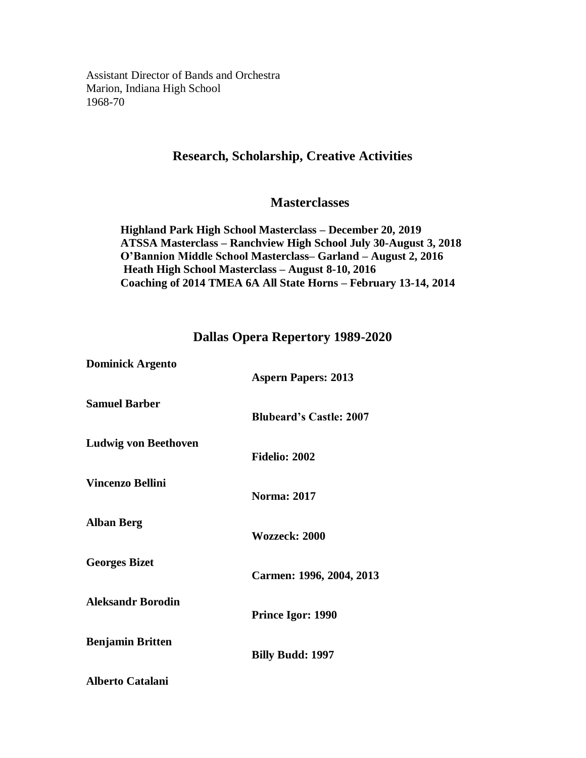Assistant Director of Bands and Orchestra
Marion, Indiana High School
1968-70

## Research, Scholarship, Creative Activities

### Masterclasses

**Highland Park High School Masterclass – December 20, 2019**
**ATSSA Masterclass – Ranchview High School July 30-August 3, 2018**
**O'Bannion Middle School Masterclass– Garland – August 2, 2016**
**Heath High School Masterclass – August 8-10, 2016**
**Coaching of 2014 TMEA 6A All State Horns – February 13-14, 2014**

### Dallas Opera Repertory 1989-2020

**Dominick Argento**
**Aspern Papers: 2013**

**Samuel Barber**
**Blubeard's Castle: 2007**

**Ludwig von Beethoven**
**Fidelio: 2002**

**Vincenzo Bellini**
**Norma: 2017**

**Alban Berg**
**Wozzeck: 2000**

**Georges Bizet**
**Carmen: 1996, 2004, 2013**

**Aleksandr Borodin**
**Prince Igor: 1990**

**Benjamin Britten**
**Billy Budd: 1997**

**Alberto Catalani**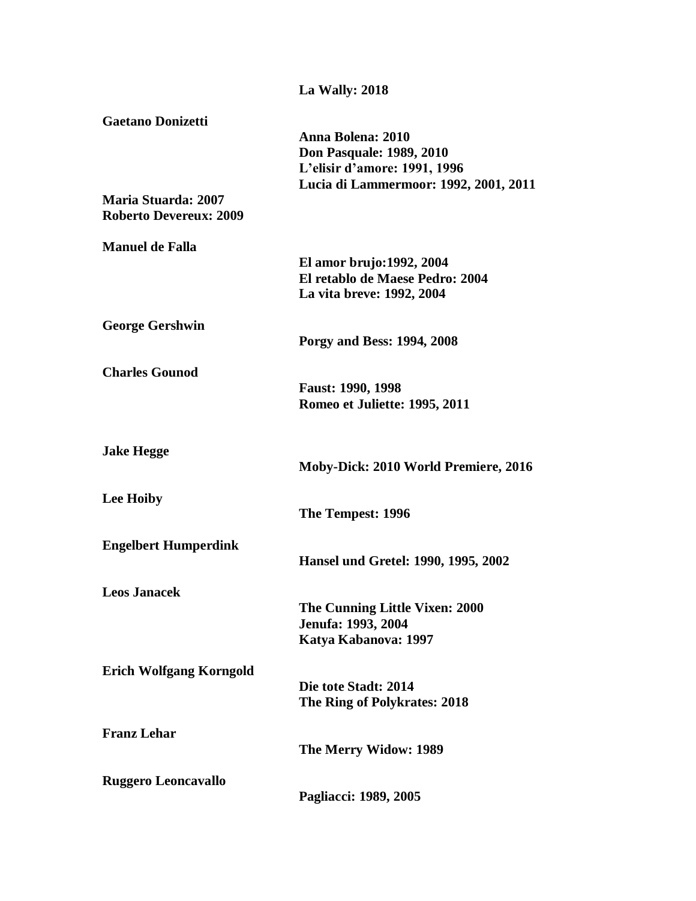**La Wally: 2018**

**Gaetano Donizetti**

**Anna Bolena: 2010**
**Don Pasquale: 1989, 2010**
**L'elisir d'amore: 1991, 1996**
**Lucia di Lammermoor: 1992, 2001, 2011**
**Maria Stuarda: 2007**
**Roberto Devereux: 2009**

**Manuel de Falla**

**El amor brujo:1992, 2004**
**El retablo de Maese Pedro: 2004**
**La vita breve: 1992, 2004**

**George Gershwin**

**Porgy and Bess: 1994, 2008**

**Charles Gounod**

**Faust: 1990, 1998**
**Romeo et Juliette: 1995, 2011**

**Jake Hegge**

**Moby-Dick: 2010 World Premiere, 2016**

**Lee Hoiby**

**The Tempest: 1996**

**Engelbert Humperdink**

**Hansel und Gretel: 1990, 1995, 2002**

**Leos Janacek**

**The Cunning Little Vixen: 2000**
**Jenufa: 1993, 2004**
**Katya Kabanova: 1997**

**Erich Wolfgang Korngold**

**Die tote Stadt: 2014**
**The Ring of Polykrates: 2018**

**Franz Lehar**

**The Merry Widow: 1989**

**Ruggero Leoncavallo**

**Pagliacci: 1989, 2005**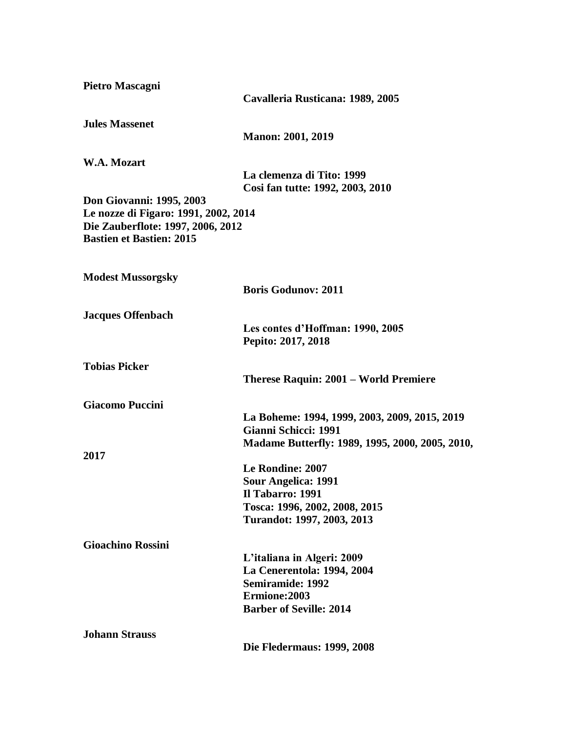**Pietro Mascagni**

**Cavalleria Rusticana: 1989, 2005**

**Jules Massenet**

**Manon: 2001, 2019**

**W.A. Mozart**

**La clemenza di Tito: 1999**
**Cosi fan tutte: 1992, 2003, 2010**
**Don Giovanni: 1995, 2003**
**Le nozze di Figaro: 1991, 2002, 2014**
**Die Zauberflote: 1997, 2006, 2012**
**Bastien et Bastien: 2015**

**Modest Mussorgsky**

**Boris Godunov: 2011**

**Jacques Offenbach**

**Les contes d'Hoffman: 1990, 2005**
**Pepito: 2017, 2018**

**Tobias Picker**

**Therese Raquin: 2001 – World Premiere**

**Giacomo Puccini**

**La Boheme: 1994, 1999, 2003, 2009, 2015, 2019**
**Gianni Schicci: 1991**
**Madame Butterfly: 1989, 1995, 2000, 2005, 2010, 2017**
**Le Rondine: 2007**
**Sour Angelica: 1991**
**Il Tabarro: 1991**
**Tosca: 1996, 2002, 2008, 2015**
**Turandot: 1997, 2003, 2013**

**Gioachino Rossini**

**L'italiana in Algeri: 2009**
**La Cenerentola: 1994, 2004**
**Semiramide: 1992**
**Ermione:2003**
**Barber of Seville: 2014**

**Johann Strauss**

**Die Fledermaus: 1999, 2008**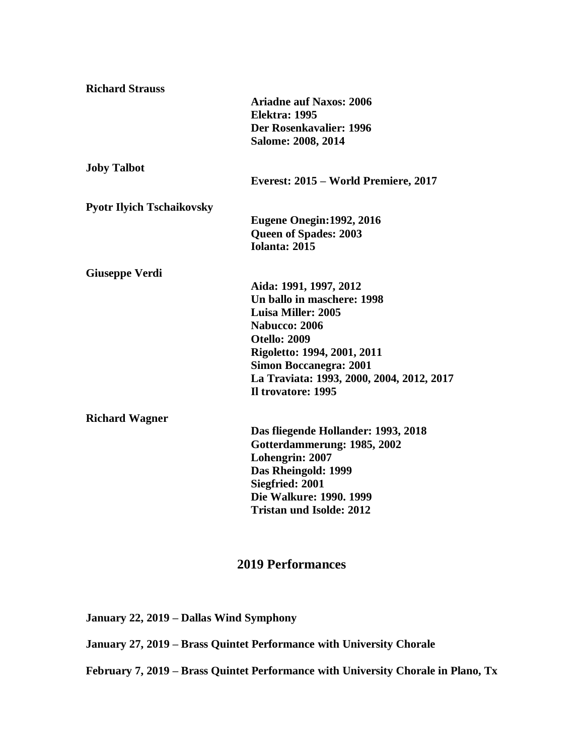**Richard Strauss**

**Ariadne auf Naxos: 2006**
**Elektra: 1995**
**Der Rosenkavalier: 1996**
**Salome: 2008, 2014**

**Joby Talbot**

**Everest: 2015 – World Premiere, 2017**

**Pyotr Ilyich Tschaikovsky**

**Eugene Onegin:1992, 2016**
**Queen of Spades: 2003**
**Iolanta: 2015**

**Giuseppe Verdi**

**Aida: 1991, 1997, 2012**
**Un ballo in maschere: 1998**
**Luisa Miller: 2005**
**Nabucco: 2006**
**Otello: 2009**
**Rigoletto: 1994, 2001, 2011**
**Simon Boccanegra: 2001**
**La Traviata: 1993, 2000, 2004, 2012, 2017**
**Il trovatore: 1995**

**Richard Wagner**

**Das fliegende Hollander: 1993, 2018**
**Gotterdammerung: 1985, 2002**
**Lohengrin: 2007**
**Das Rheingold: 1999**
**Siegfried: 2001**
**Die Walkure: 1990. 1999**
**Tristan und Isolde: 2012**

## 2019 Performances

**January 22, 2019 – Dallas Wind Symphony**

**January 27, 2019 – Brass Quintet Performance with University Chorale**

**February 7, 2019 – Brass Quintet Performance with University Chorale in Plano, Tx**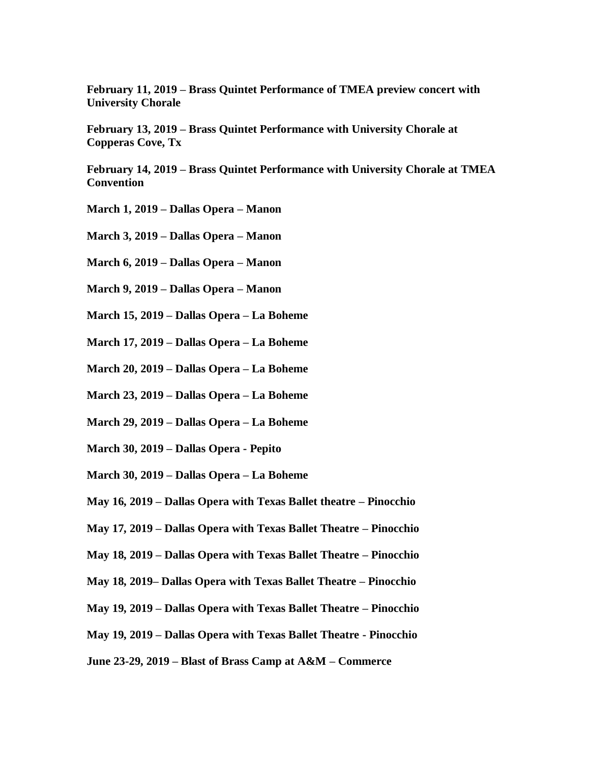**February 11, 2019 – Brass Quintet Performance of TMEA preview concert with University Chorale**

**February 13, 2019 – Brass Quintet Performance with University Chorale at Copperas Cove, Tx**

**February 14, 2019 – Brass Quintet Performance with University Chorale at TMEA Convention**

**March 1, 2019 – Dallas Opera – Manon**

**March 3, 2019 – Dallas Opera – Manon**

**March 6, 2019 – Dallas Opera – Manon**

**March 9, 2019 – Dallas Opera – Manon**

**March 15, 2019 – Dallas Opera – La Boheme**

**March 17, 2019 – Dallas Opera – La Boheme**

**March 20, 2019 – Dallas Opera – La Boheme**

**March 23, 2019 – Dallas Opera – La Boheme**

**March 29, 2019 – Dallas Opera – La Boheme**

**March 30, 2019 – Dallas Opera - Pepito**

**March 30, 2019 – Dallas Opera – La Boheme**

**May 16, 2019 – Dallas Opera with Texas Ballet theatre – Pinocchio**

**May 17, 2019 – Dallas Opera with Texas Ballet Theatre – Pinocchio**

**May 18, 2019 – Dallas Opera with Texas Ballet Theatre – Pinocchio**

**May 18, 2019– Dallas Opera with Texas Ballet Theatre – Pinocchio**

**May 19, 2019 – Dallas Opera with Texas Ballet Theatre – Pinocchio**

**May 19, 2019 – Dallas Opera with Texas Ballet Theatre - Pinocchio**

**June 23-29, 2019 – Blast of Brass Camp at A&M – Commerce**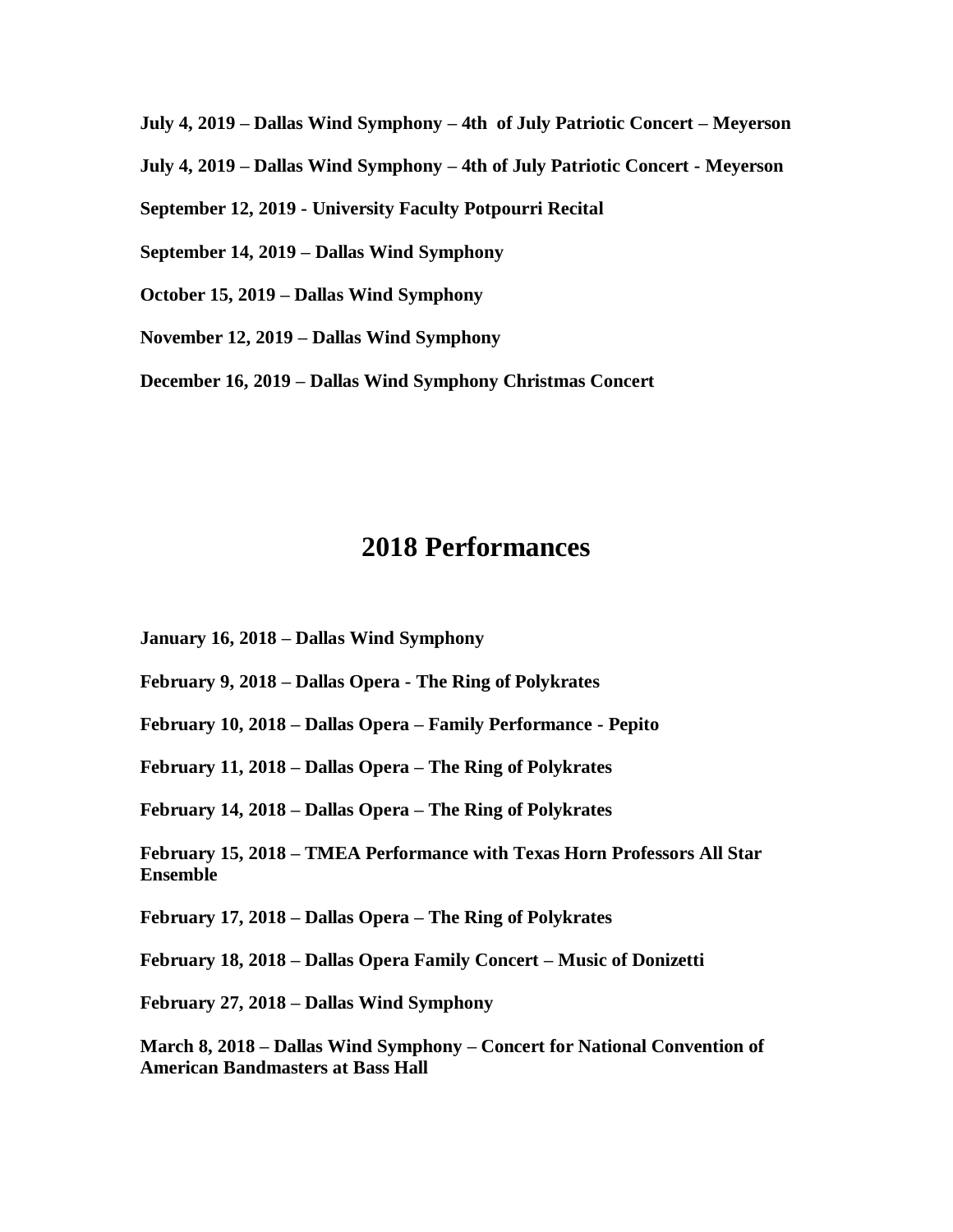**July 4, 2019 – Dallas Wind Symphony – 4th of July Patriotic Concert – Meyerson**

**July 4, 2019 – Dallas Wind Symphony – 4th of July Patriotic Concert - Meyerson**

**September 12, 2019 - University Faculty Potpourri Recital**

**September 14, 2019 – Dallas Wind Symphony**

**October 15, 2019 – Dallas Wind Symphony**

**November 12, 2019 – Dallas Wind Symphony**

**December 16, 2019 – Dallas Wind Symphony Christmas Concert**

## 2018 Performances

**January 16, 2018 – Dallas Wind Symphony**

**February 9, 2018 – Dallas Opera - The Ring of Polykrates**

**February 10, 2018 – Dallas Opera – Family Performance - Pepito**

**February 11, 2018 – Dallas Opera – The Ring of Polykrates**

**February 14, 2018 – Dallas Opera – The Ring of Polykrates**

**February 15, 2018 – TMEA Performance with Texas Horn Professors All Star Ensemble**

**February 17, 2018 – Dallas Opera – The Ring of Polykrates**

**February 18, 2018 – Dallas Opera Family Concert – Music of Donizetti**

**February 27, 2018 – Dallas Wind Symphony**

**March 8, 2018 – Dallas Wind Symphony – Concert for National Convention of American Bandmasters at Bass Hall**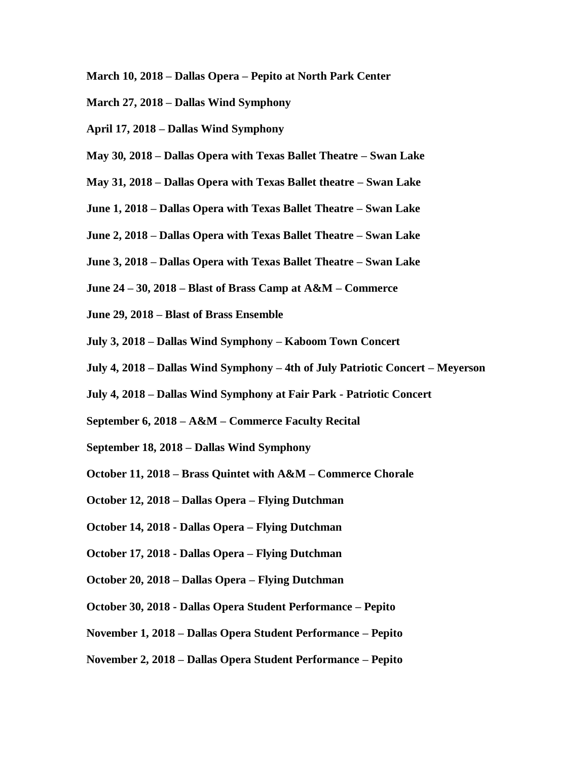**March 10, 2018 – Dallas Opera – Pepito at North Park Center**

**March 27, 2018 – Dallas Wind Symphony**

**April 17, 2018 – Dallas Wind Symphony**

**May 30, 2018 – Dallas Opera with Texas Ballet Theatre – Swan Lake**

**May 31, 2018 – Dallas Opera with Texas Ballet theatre – Swan Lake**

**June 1, 2018 – Dallas Opera with Texas Ballet Theatre – Swan Lake**

**June 2, 2018 – Dallas Opera with Texas Ballet Theatre – Swan Lake**

**June 3, 2018 – Dallas Opera with Texas Ballet Theatre – Swan Lake**

**June 24 – 30, 2018 – Blast of Brass Camp at A&M – Commerce**

**June 29, 2018 – Blast of Brass Ensemble**

**July 3, 2018 – Dallas Wind Symphony – Kaboom Town Concert**

**July 4, 2018 – Dallas Wind Symphony – 4th of July Patriotic Concert – Meyerson**

**July 4, 2018 – Dallas Wind Symphony at Fair Park - Patriotic Concert**

**September 6, 2018 – A&M – Commerce Faculty Recital**

**September 18, 2018 – Dallas Wind Symphony**

**October 11, 2018 – Brass Quintet with A&M – Commerce Chorale**

**October 12, 2018 – Dallas Opera – Flying Dutchman**

**October 14, 2018 - Dallas Opera – Flying Dutchman**

**October 17, 2018 - Dallas Opera – Flying Dutchman**

**October 20, 2018 – Dallas Opera – Flying Dutchman**

**October 30, 2018 - Dallas Opera Student Performance – Pepito**

**November 1, 2018 – Dallas Opera Student Performance – Pepito**

**November 2, 2018 – Dallas Opera Student Performance – Pepito**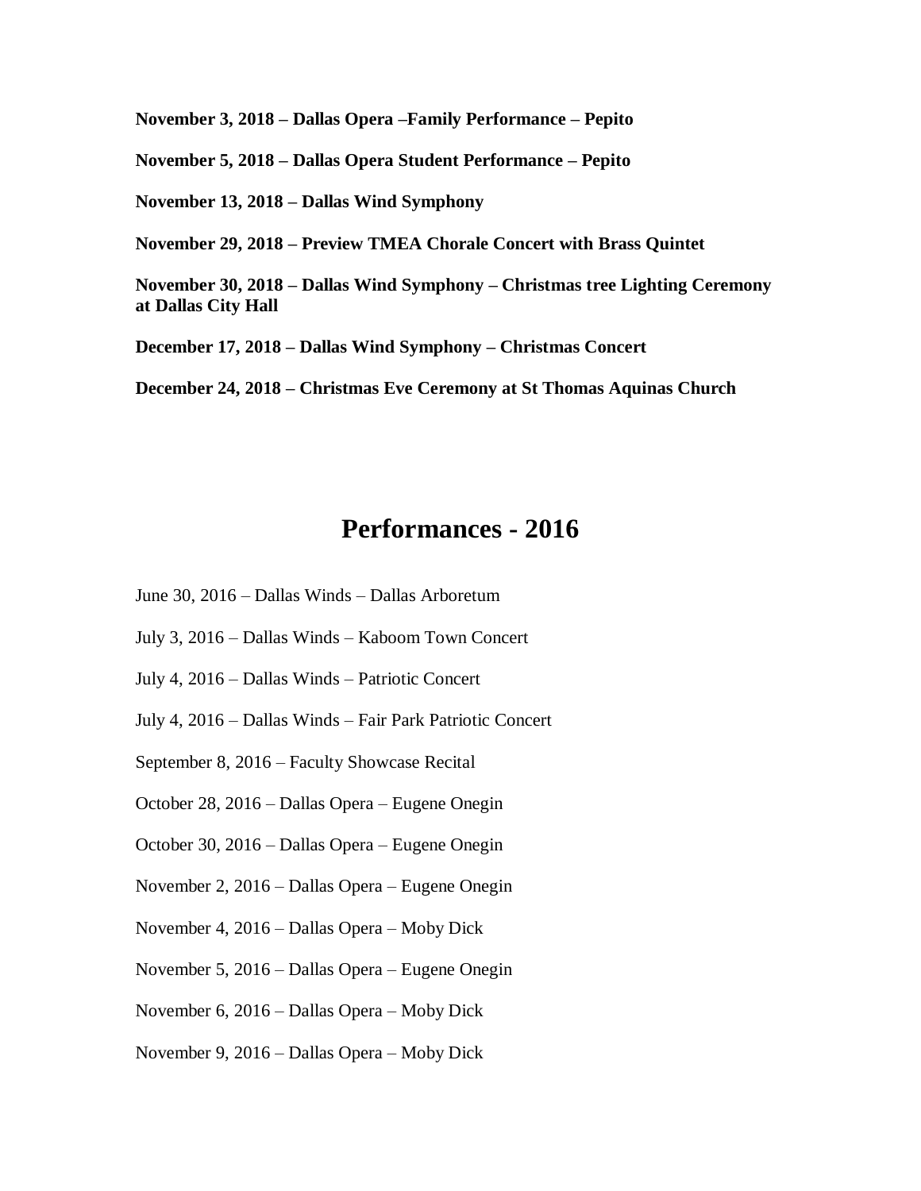**November 3, 2018 – Dallas Opera –Family Performance – Pepito**

**November 5, 2018 – Dallas Opera Student Performance – Pepito**

**November 13, 2018 – Dallas Wind Symphony**

**November 29, 2018 – Preview TMEA Chorale Concert with Brass Quintet**

**November 30, 2018 – Dallas Wind Symphony – Christmas tree Lighting Ceremony at Dallas City Hall**

**December 17, 2018 – Dallas Wind Symphony – Christmas Concert**

**December 24, 2018 – Christmas Eve Ceremony at St Thomas Aquinas Church**

# Performances - 2016

June 30, 2016 – Dallas Winds – Dallas Arboretum

July 3, 2016 – Dallas Winds – Kaboom Town Concert

July 4, 2016 – Dallas Winds – Patriotic Concert

July 4, 2016 – Dallas Winds – Fair Park Patriotic Concert

September 8, 2016 – Faculty Showcase Recital

October 28, 2016 – Dallas Opera – Eugene Onegin

October 30, 2016 – Dallas Opera – Eugene Onegin

November 2, 2016 – Dallas Opera – Eugene Onegin

November 4, 2016 – Dallas Opera – Moby Dick

November 5, 2016 – Dallas Opera – Eugene Onegin

November 6, 2016 – Dallas Opera – Moby Dick

November 9, 2016 – Dallas Opera – Moby Dick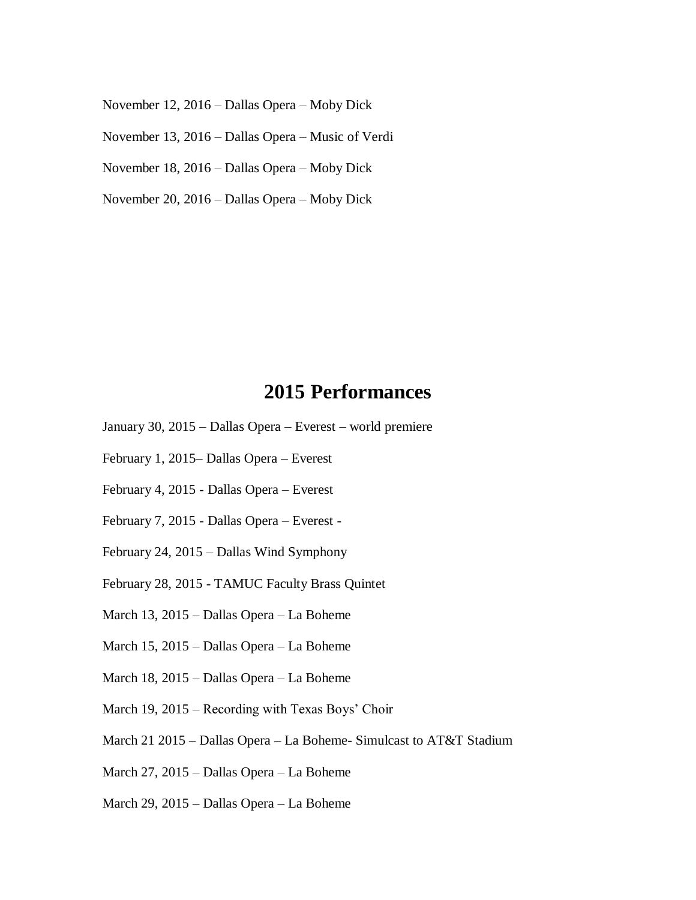November 12, 2016 – Dallas Opera – Moby Dick

November 13, 2016 – Dallas Opera – Music of Verdi

November 18, 2016 – Dallas Opera – Moby Dick

November 20, 2016 – Dallas Opera – Moby Dick

## 2015 Performances

January 30, 2015 – Dallas Opera – Everest – world premiere

February 1, 2015– Dallas Opera – Everest

February 4, 2015 - Dallas Opera – Everest

February 7, 2015 - Dallas Opera – Everest -

February 24, 2015 – Dallas Wind Symphony

February 28, 2015 - TAMUC Faculty Brass Quintet

March 13, 2015 – Dallas Opera – La Boheme

March 15, 2015 – Dallas Opera – La Boheme

March 18, 2015 – Dallas Opera – La Boheme

March 19, 2015 – Recording with Texas Boys' Choir

March 21 2015 – Dallas Opera – La Boheme- Simulcast to AT&T Stadium

March 27, 2015 – Dallas Opera – La Boheme

March 29, 2015 – Dallas Opera – La Boheme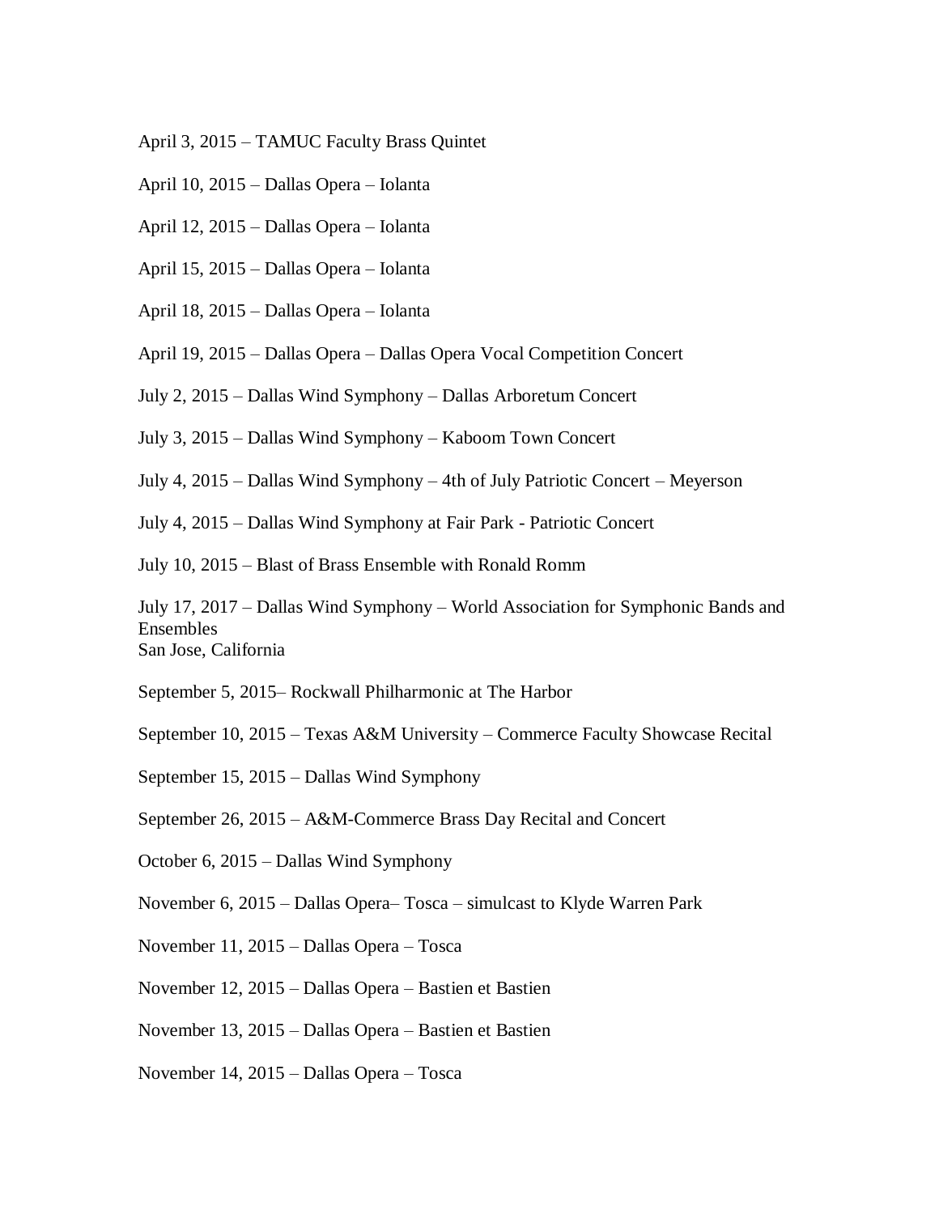April 3, 2015 – TAMUC Faculty Brass Quintet

April 10, 2015 – Dallas Opera – Iolanta

April 12, 2015 – Dallas Opera – Iolanta

April 15, 2015 – Dallas Opera – Iolanta

April 18, 2015 – Dallas Opera – Iolanta

April 19, 2015 – Dallas Opera – Dallas Opera Vocal Competition Concert

July 2, 2015 – Dallas Wind Symphony – Dallas Arboretum Concert

July 3, 2015 – Dallas Wind Symphony – Kaboom Town Concert

July 4, 2015 – Dallas Wind Symphony – 4th of July Patriotic Concert – Meyerson

July 4, 2015 – Dallas Wind Symphony at Fair Park - Patriotic Concert

July 10, 2015 – Blast of Brass Ensemble with Ronald Romm

July 17, 2017 – Dallas Wind Symphony – World Association for Symphonic Bands and Ensembles
San Jose, California

September 5, 2015– Rockwall Philharmonic at The Harbor

September 10, 2015 – Texas A&M University – Commerce Faculty Showcase Recital

September 15, 2015 – Dallas Wind Symphony

September 26, 2015 – A&M-Commerce Brass Day Recital and Concert

October 6, 2015 – Dallas Wind Symphony

November 6, 2015 – Dallas Opera– Tosca – simulcast to Klyde Warren Park

November 11, 2015 – Dallas Opera – Tosca

November 12, 2015 – Dallas Opera – Bastien et Bastien

November 13, 2015 – Dallas Opera – Bastien et Bastien

November 14, 2015 – Dallas Opera – Tosca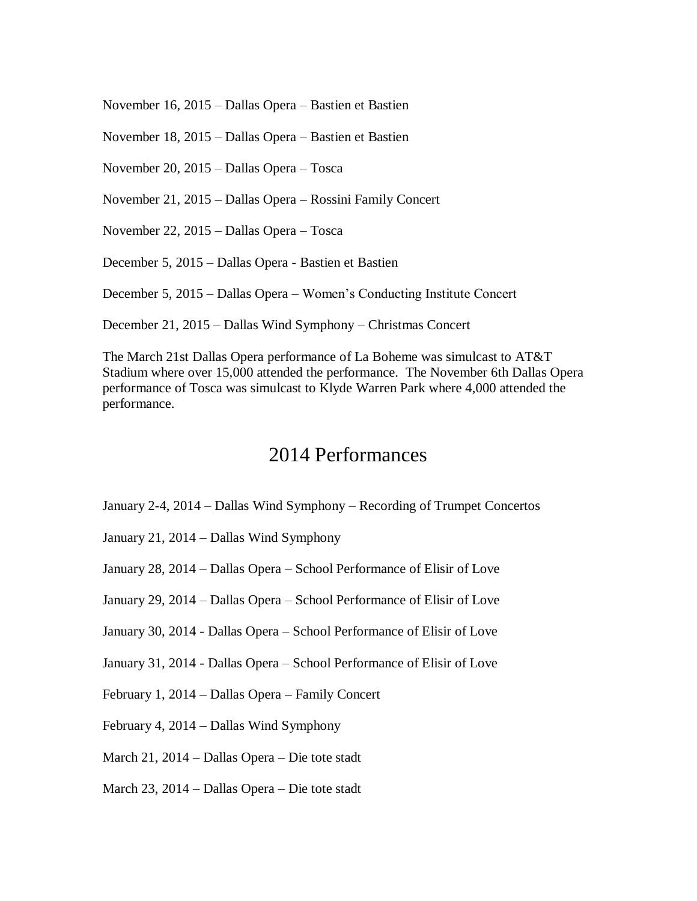November 16, 2015 – Dallas Opera – Bastien et Bastien

November 18, 2015 – Dallas Opera – Bastien et Bastien

November 20, 2015 – Dallas Opera – Tosca

November 21, 2015 – Dallas Opera – Rossini Family Concert

November 22, 2015 – Dallas Opera – Tosca

December 5, 2015 – Dallas Opera - Bastien et Bastien

December 5, 2015 – Dallas Opera – Women's Conducting Institute Concert

December 21, 2015 – Dallas Wind Symphony – Christmas Concert

The March 21st Dallas Opera performance of La Boheme was simulcast to AT&T Stadium where over 15,000 attended the performance. The November 6th Dallas Opera performance of Tosca was simulcast to Klyde Warren Park where 4,000 attended the performance.

## 2014 Performances

January 2-4, 2014 – Dallas Wind Symphony – Recording of Trumpet Concertos

January 21, 2014 – Dallas Wind Symphony

January 28, 2014 – Dallas Opera – School Performance of Elisir of Love

January 29, 2014 – Dallas Opera – School Performance of Elisir of Love

January 30, 2014 - Dallas Opera – School Performance of Elisir of Love

January 31, 2014 - Dallas Opera – School Performance of Elisir of Love

February 1, 2014 – Dallas Opera – Family Concert

February 4, 2014 – Dallas Wind Symphony

March 21, 2014 – Dallas Opera – Die tote stadt

March 23, 2014 – Dallas Opera – Die tote stadt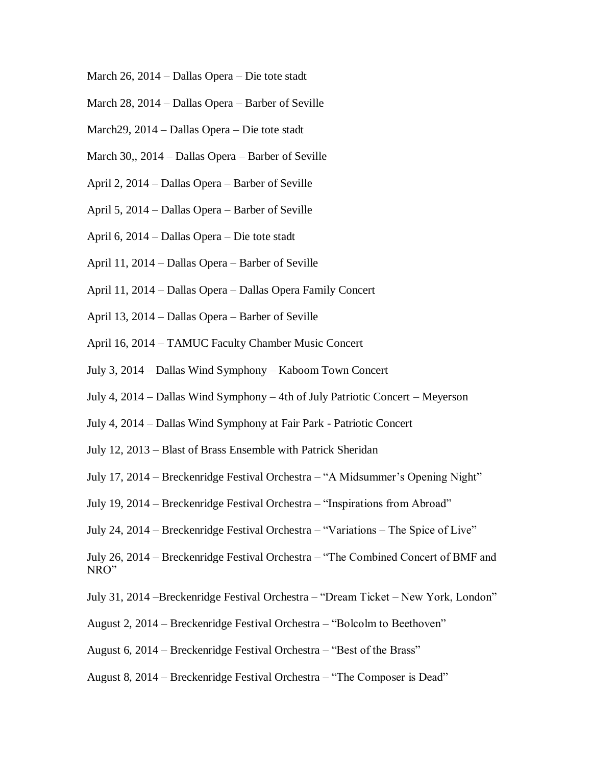March 26, 2014 – Dallas Opera – Die tote stadt

March 28, 2014 – Dallas Opera – Barber of Seville

March29, 2014 – Dallas Opera – Die tote stadt

March 30,, 2014 – Dallas Opera – Barber of Seville

April 2, 2014 – Dallas Opera – Barber of Seville

April 5, 2014 – Dallas Opera – Barber of Seville

April 6, 2014 – Dallas Opera – Die tote stadt

April 11, 2014 – Dallas Opera – Barber of Seville

April 11, 2014 – Dallas Opera – Dallas Opera Family Concert

April 13, 2014 – Dallas Opera – Barber of Seville

April 16, 2014 – TAMUC Faculty Chamber Music Concert

July 3, 2014 – Dallas Wind Symphony – Kaboom Town Concert

July 4, 2014 – Dallas Wind Symphony – 4th of July Patriotic Concert – Meyerson

July 4, 2014 – Dallas Wind Symphony at Fair Park - Patriotic Concert

July 12, 2013 – Blast of Brass Ensemble with Patrick Sheridan

July 17, 2014 – Breckenridge Festival Orchestra – "A Midsummer's Opening Night"

July 19, 2014 – Breckenridge Festival Orchestra – "Inspirations from Abroad"

July 24, 2014 – Breckenridge Festival Orchestra – "Variations – The Spice of Live"

July 26, 2014 – Breckenridge Festival Orchestra – "The Combined Concert of BMF and NRO"

July 31, 2014 –Breckenridge Festival Orchestra – "Dream Ticket – New York, London"

August 2, 2014 – Breckenridge Festival Orchestra – "Bolcolm to Beethoven"

August 6, 2014 – Breckenridge Festival Orchestra – "Best of the Brass"

August 8, 2014 – Breckenridge Festival Orchestra – "The Composer is Dead"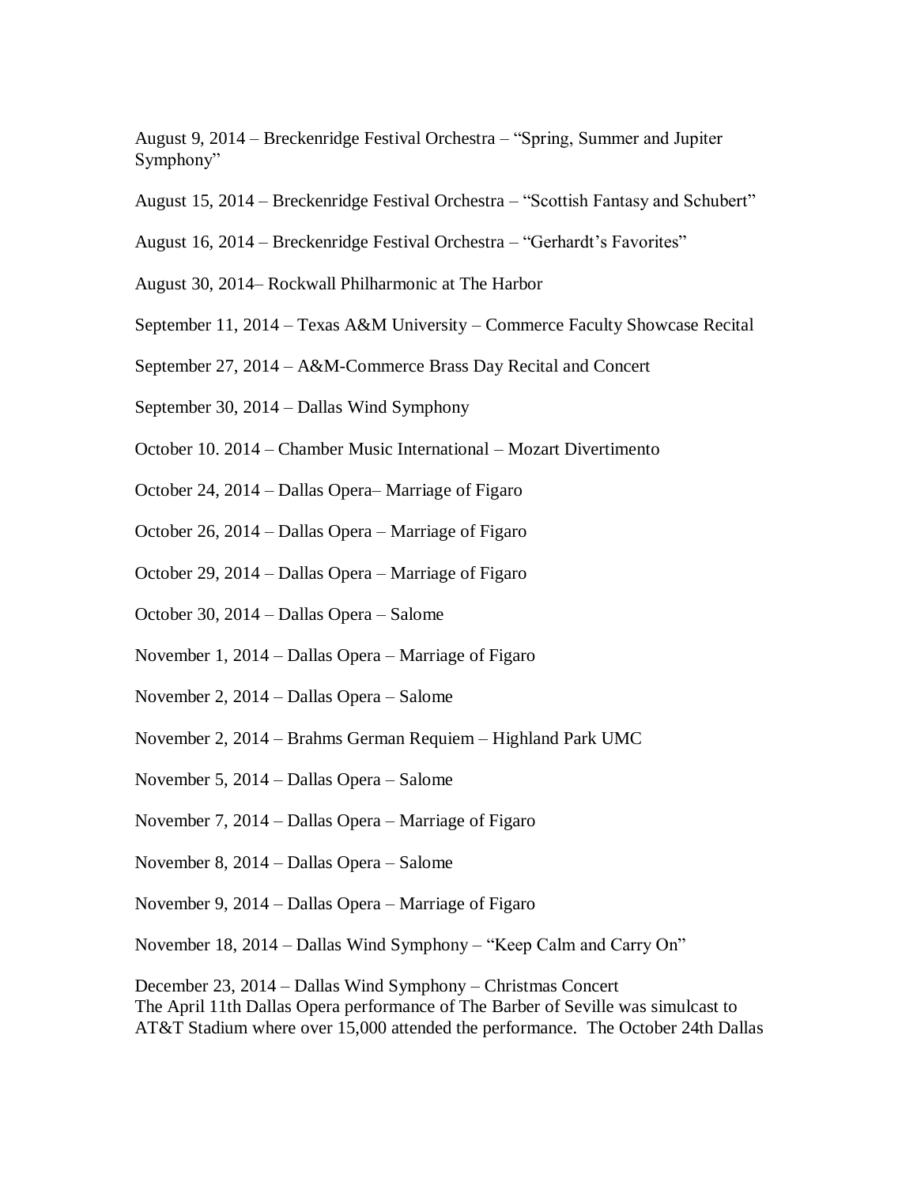August 9, 2014 – Breckenridge Festival Orchestra – "Spring, Summer and Jupiter Symphony"

August 15, 2014 – Breckenridge Festival Orchestra – "Scottish Fantasy and Schubert"

August 16, 2014 – Breckenridge Festival Orchestra – "Gerhardt's Favorites"

August 30, 2014– Rockwall Philharmonic at The Harbor

September 11, 2014 – Texas A&M University – Commerce Faculty Showcase Recital

September 27, 2014 – A&M-Commerce Brass Day Recital and Concert

September 30, 2014 – Dallas Wind Symphony

October 10. 2014 – Chamber Music International – Mozart Divertimento

October 24, 2014 – Dallas Opera– Marriage of Figaro

October 26, 2014 – Dallas Opera – Marriage of Figaro

October 29, 2014 – Dallas Opera – Marriage of Figaro

October 30, 2014 – Dallas Opera – Salome

November 1, 2014 – Dallas Opera – Marriage of Figaro

November 2, 2014 – Dallas Opera – Salome

November 2, 2014 – Brahms German Requiem – Highland Park UMC

November 5, 2014 – Dallas Opera – Salome

November 7, 2014 – Dallas Opera – Marriage of Figaro

November 8, 2014 – Dallas Opera – Salome

November 9, 2014 – Dallas Opera – Marriage of Figaro

November 18, 2014 – Dallas Wind Symphony – "Keep Calm and Carry On"

December 23, 2014 – Dallas Wind Symphony – Christmas Concert
The April 11th Dallas Opera performance of The Barber of Seville was simulcast to AT&T Stadium where over 15,000 attended the performance. The October 24th Dallas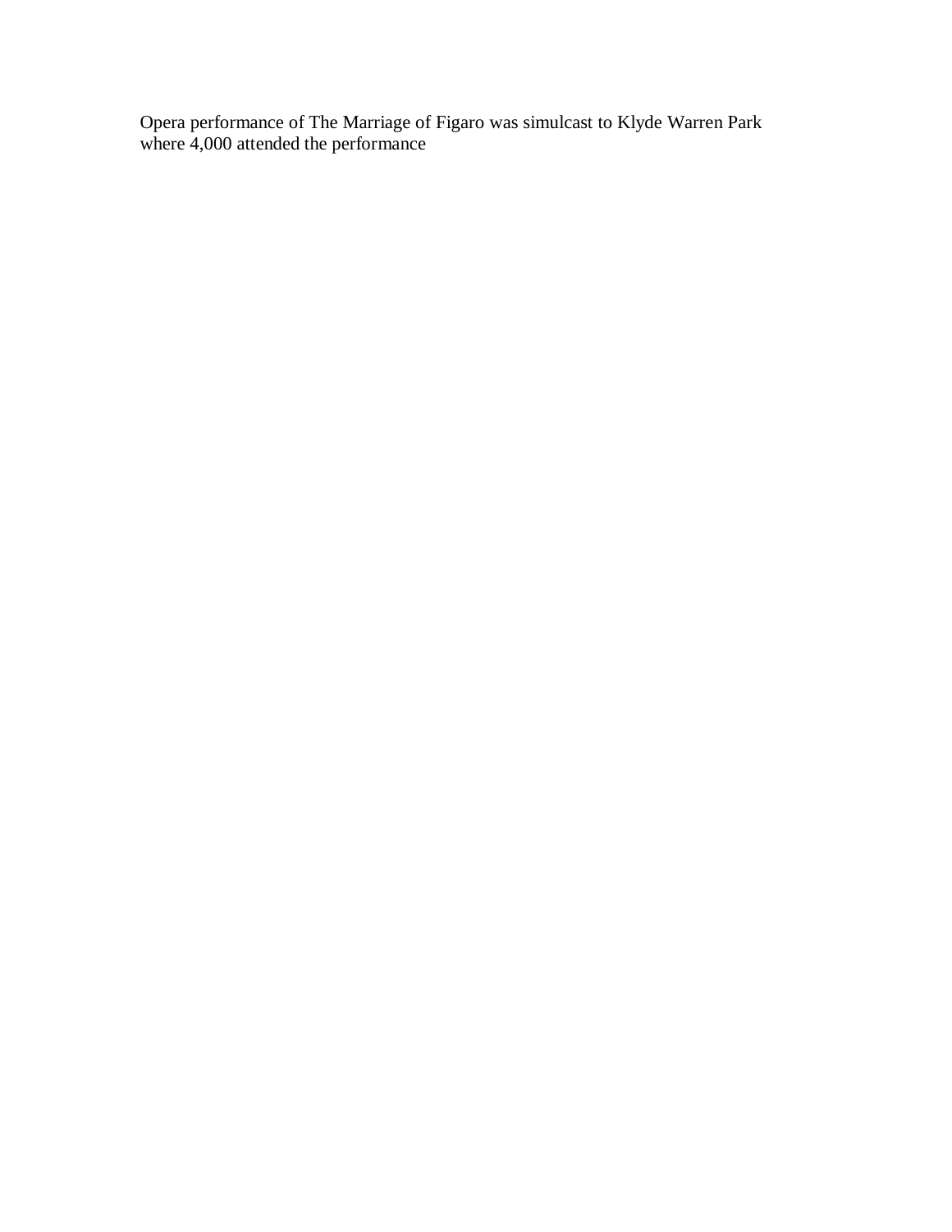Opera performance of The Marriage of Figaro was simulcast to Klyde Warren Park where 4,000 attended the performance